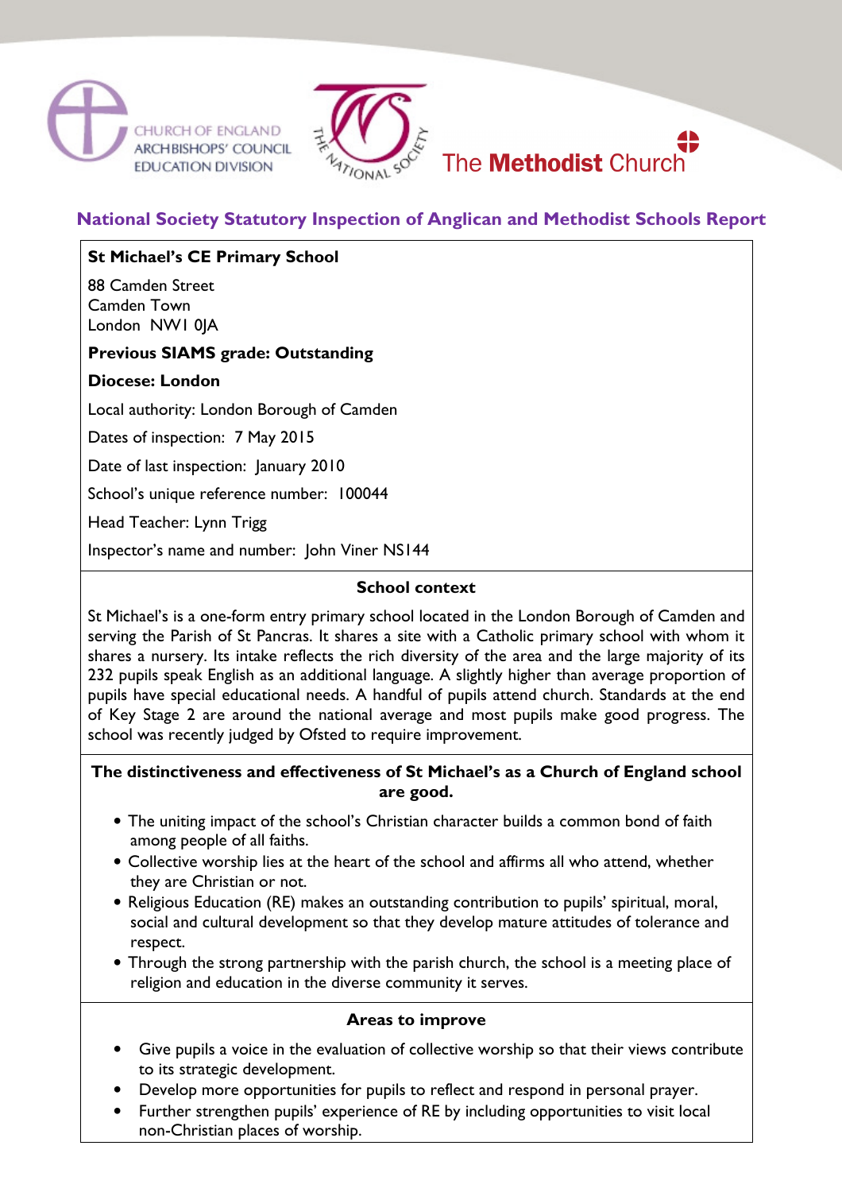CHURCH OF ENGLAND
ARCHBISHOPS' COUNCIL
EDUCATION DIVISION

THE NATIONAL SOCIETY

The **Methodist** Church

## National Society Statutory Inspection of Anglican and Methodist Schools Report

**St Michael's CE Primary School**

88 Camden Street
Camden Town
London NW1 0JA

**Previous SIAMS grade: Outstanding**

**Diocese: London**

Local authority: London Borough of Camden

Dates of inspection: 7 May 2015

Date of last inspection: January 2010

School's unique reference number: 100044

Head Teacher: Lynn Trigg

Inspector's name and number: John Viner NS144

### School context

St Michael's is a one-form entry primary school located in the London Borough of Camden and serving the Parish of St Pancras. It shares a site with a Catholic primary school with whom it shares a nursery. Its intake reflects the rich diversity of the area and the large majority of its 232 pupils speak English as an additional language. A slightly higher than average proportion of pupils have special educational needs. A handful of pupils attend church. Standards at the end of Key Stage 2 are around the national average and most pupils make good progress. The school was recently judged by Ofsted to require improvement.

### The distinctiveness and effectiveness of St Michael's as a Church of England school are good.

- The uniting impact of the school's Christian character builds a common bond of faith among people of all faiths.
- Collective worship lies at the heart of the school and affirms all who attend, whether they are Christian or not.
- Religious Education (RE) makes an outstanding contribution to pupils' spiritual, moral, social and cultural development so that they develop mature attitudes of tolerance and respect.
- Through the strong partnership with the parish church, the school is a meeting place of religion and education in the diverse community it serves.

### Areas to improve

- Give pupils a voice in the evaluation of collective worship so that their views contribute to its strategic development.
- Develop more opportunities for pupils to reflect and respond in personal prayer.
- Further strengthen pupils' experience of RE by including opportunities to visit local non-Christian places of worship.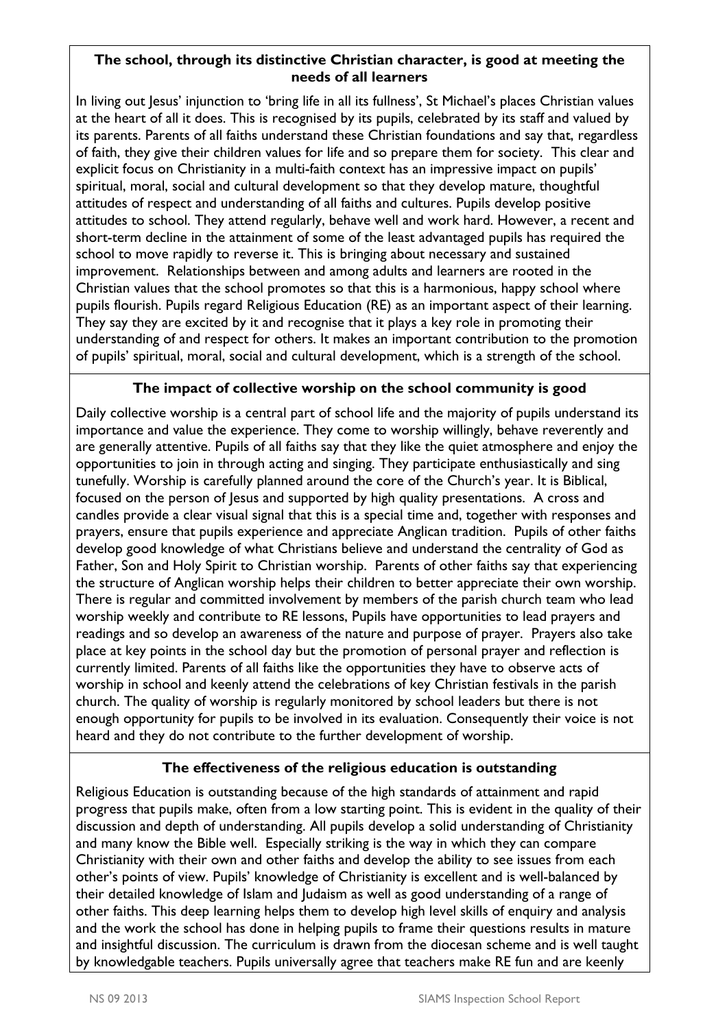**The school, through its distinctive Christian character, is good at meeting the needs of all learners**

In living out Jesus' injunction to 'bring life in all its fullness', St Michael's places Christian values at the heart of all it does. This is recognised by its pupils, celebrated by its staff and valued by its parents. Parents of all faiths understand these Christian foundations and say that, regardless of faith, they give their children values for life and so prepare them for society. This clear and explicit focus on Christianity in a multi-faith context has an impressive impact on pupils' spiritual, moral, social and cultural development so that they develop mature, thoughtful attitudes of respect and understanding of all faiths and cultures. Pupils develop positive attitudes to school. They attend regularly, behave well and work hard. However, a recent and short-term decline in the attainment of some of the least advantaged pupils has required the school to move rapidly to reverse it. This is bringing about necessary and sustained improvement. Relationships between and among adults and learners are rooted in the Christian values that the school promotes so that this is a harmonious, happy school where pupils flourish. Pupils regard Religious Education (RE) as an important aspect of their learning. They say they are excited by it and recognise that it plays a key role in promoting their understanding of and respect for others. It makes an important contribution to the promotion of pupils' spiritual, moral, social and cultural development, which is a strength of the school.

**The impact of collective worship on the school community is good**

Daily collective worship is a central part of school life and the majority of pupils understand its importance and value the experience. They come to worship willingly, behave reverently and are generally attentive. Pupils of all faiths say that they like the quiet atmosphere and enjoy the opportunities to join in through acting and singing. They participate enthusiastically and sing tunefully. Worship is carefully planned around the core of the Church's year. It is Biblical, focused on the person of Jesus and supported by high quality presentations. A cross and candles provide a clear visual signal that this is a special time and, together with responses and prayers, ensure that pupils experience and appreciate Anglican tradition. Pupils of other faiths develop good knowledge of what Christians believe and understand the centrality of God as Father, Son and Holy Spirit to Christian worship. Parents of other faiths say that experiencing the structure of Anglican worship helps their children to better appreciate their own worship. There is regular and committed involvement by members of the parish church team who lead worship weekly and contribute to RE lessons, Pupils have opportunities to lead prayers and readings and so develop an awareness of the nature and purpose of prayer. Prayers also take place at key points in the school day but the promotion of personal prayer and reflection is currently limited. Parents of all faiths like the opportunities they have to observe acts of worship in school and keenly attend the celebrations of key Christian festivals in the parish church. The quality of worship is regularly monitored by school leaders but there is not enough opportunity for pupils to be involved in its evaluation. Consequently their voice is not heard and they do not contribute to the further development of worship.

**The effectiveness of the religious education is outstanding**

Religious Education is outstanding because of the high standards of attainment and rapid progress that pupils make, often from a low starting point. This is evident in the quality of their discussion and depth of understanding. All pupils develop a solid understanding of Christianity and many know the Bible well. Especially striking is the way in which they can compare Christianity with their own and other faiths and develop the ability to see issues from each other's points of view. Pupils' knowledge of Christianity is excellent and is well-balanced by their detailed knowledge of Islam and Judaism as well as good understanding of a range of other faiths. This deep learning helps them to develop high level skills of enquiry and analysis and the work the school has done in helping pupils to frame their questions results in mature and insightful discussion. The curriculum is drawn from the diocesan scheme and is well taught by knowledgable teachers. Pupils universally agree that teachers make RE fun and are keenly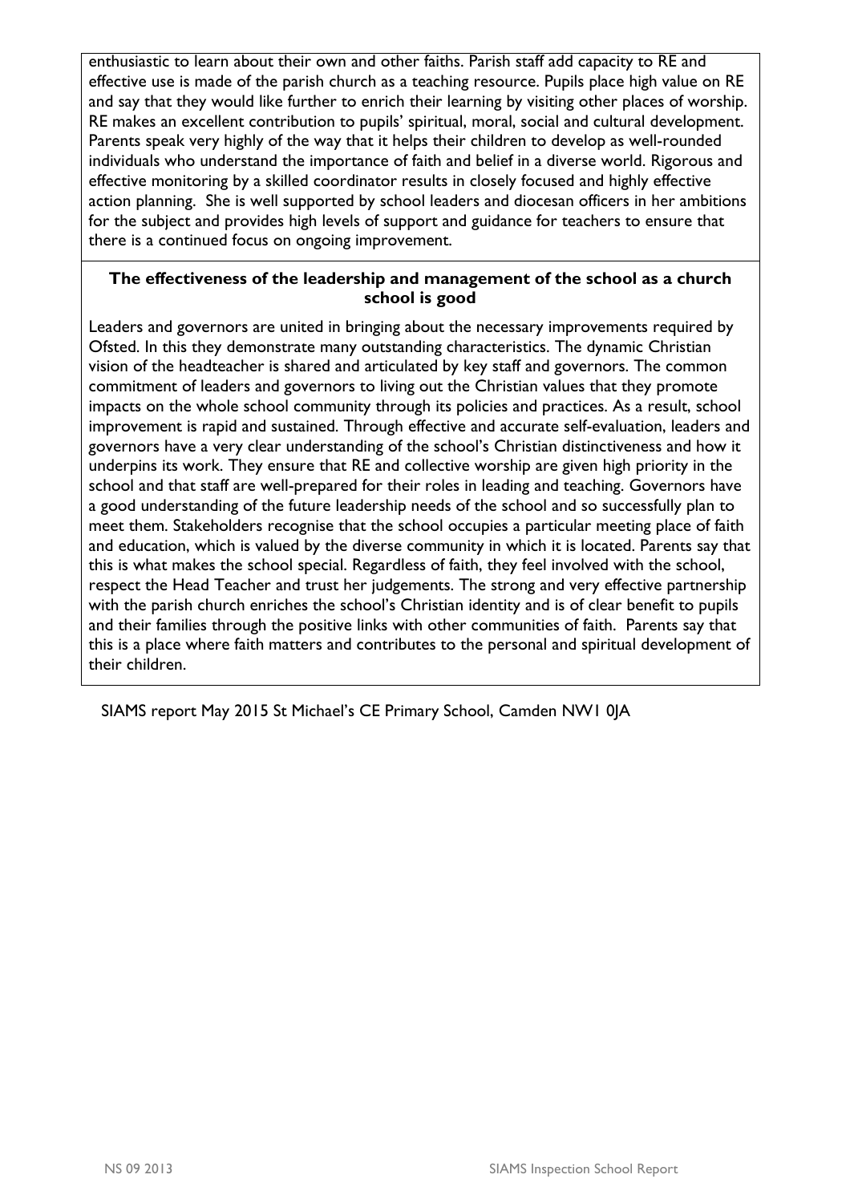enthusiastic to learn about their own and other faiths. Parish staff add capacity to RE and effective use is made of the parish church as a teaching resource. Pupils place high value on RE and say that they would like further to enrich their learning by visiting other places of worship. RE makes an excellent contribution to pupils' spiritual, moral, social and cultural development. Parents speak very highly of the way that it helps their children to develop as well-rounded individuals who understand the importance of faith and belief in a diverse world. Rigorous and effective monitoring by a skilled coordinator results in closely focused and highly effective action planning. She is well supported by school leaders and diocesan officers in her ambitions for the subject and provides high levels of support and guidance for teachers to ensure that there is a continued focus on ongoing improvement.

**The effectiveness of the leadership and management of the school as a church school is good**

Leaders and governors are united in bringing about the necessary improvements required by Ofsted. In this they demonstrate many outstanding characteristics. The dynamic Christian vision of the headteacher is shared and articulated by key staff and governors. The common commitment of leaders and governors to living out the Christian values that they promote impacts on the whole school community through its policies and practices. As a result, school improvement is rapid and sustained. Through effective and accurate self-evaluation, leaders and governors have a very clear understanding of the school's Christian distinctiveness and how it underpins its work. They ensure that RE and collective worship are given high priority in the school and that staff are well-prepared for their roles in leading and teaching. Governors have a good understanding of the future leadership needs of the school and so successfully plan to meet them. Stakeholders recognise that the school occupies a particular meeting place of faith and education, which is valued by the diverse community in which it is located. Parents say that this is what makes the school special. Regardless of faith, they feel involved with the school, respect the Head Teacher and trust her judgements. The strong and very effective partnership with the parish church enriches the school's Christian identity and is of clear benefit to pupils and their families through the positive links with other communities of faith. Parents say that this is a place where faith matters and contributes to the personal and spiritual development of their children.

SIAMS report May 2015 St Michael's CE Primary School, Camden NW1 0JA